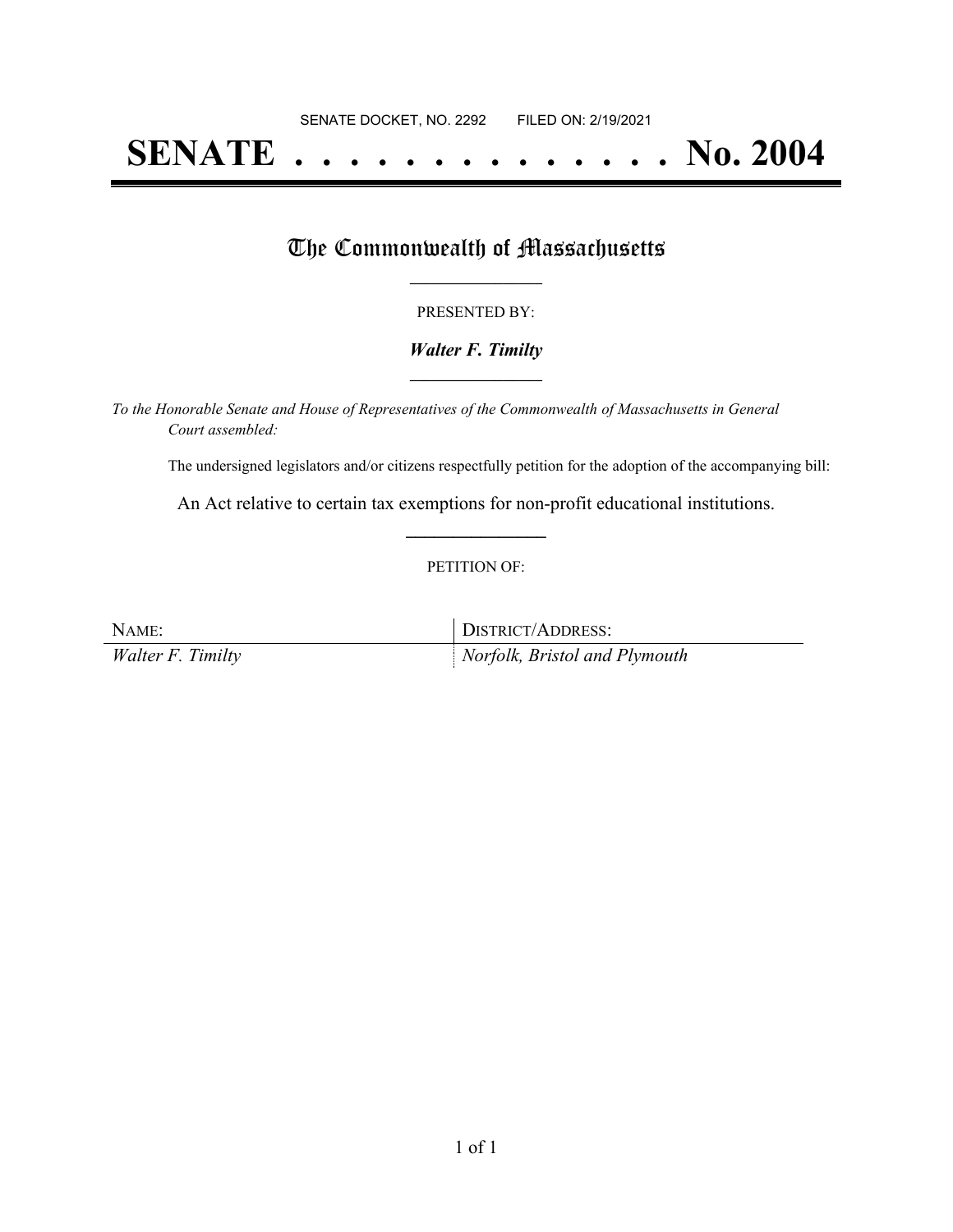SENATE DOCKET, NO. 2292        FILED ON: 2/19/2021

# SENATE . . . . . . . . . . . . . . No. 2004

## The Commonwealth of Massachusetts

PRESENTED BY:

***Walter F. Timilty***

*To the Honorable Senate and House of Representatives of the Commonwealth of Massachusetts in General Court assembled:*

The undersigned legislators and/or citizens respectfully petition for the adoption of the accompanying bill:

An Act relative to certain tax exemptions for non-profit educational institutions.

PETITION OF:

| NAME: | DISTRICT/ADDRESS: |
|---|---|
| *Walter F. Timilty* | *Norfolk, Bristol and Plymouth* |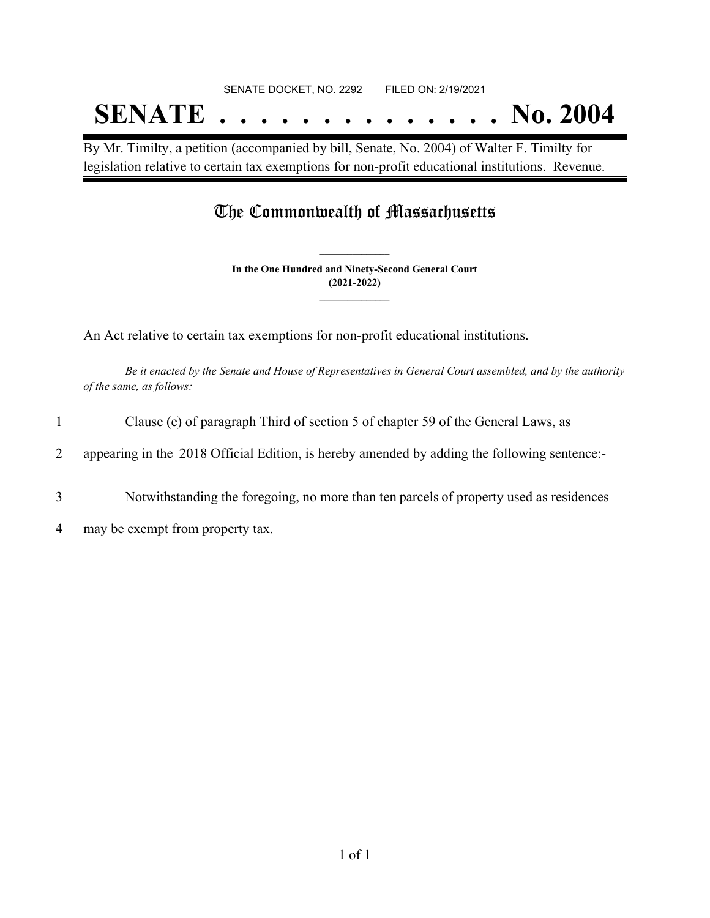SENATE DOCKET, NO. 2292        FILED ON: 2/19/2021

# SENATE . . . . . . . . . . . . . . No. 2004

By Mr. Timilty, a petition (accompanied by bill, Senate, No. 2004) of Walter F. Timilty for legislation relative to certain tax exemptions for non-profit educational institutions. Revenue.

## The Commonwealth of Massachusetts

**In the One Hundred and Ninety-Second General Court**
**(2021-2022)**

An Act relative to certain tax exemptions for non-profit educational institutions.

*Be it enacted by the Senate and House of Representatives in General Court assembled, and by the authority of the same, as follows:*

1 Clause (e) of paragraph Third of section 5 of chapter 59 of the General Laws, as
2 appearing in the 2018 Official Edition, is hereby amended by adding the following sentence:-
3 Notwithstanding the foregoing, no more than ten parcels of property used as residences
4 may be exempt from property tax.